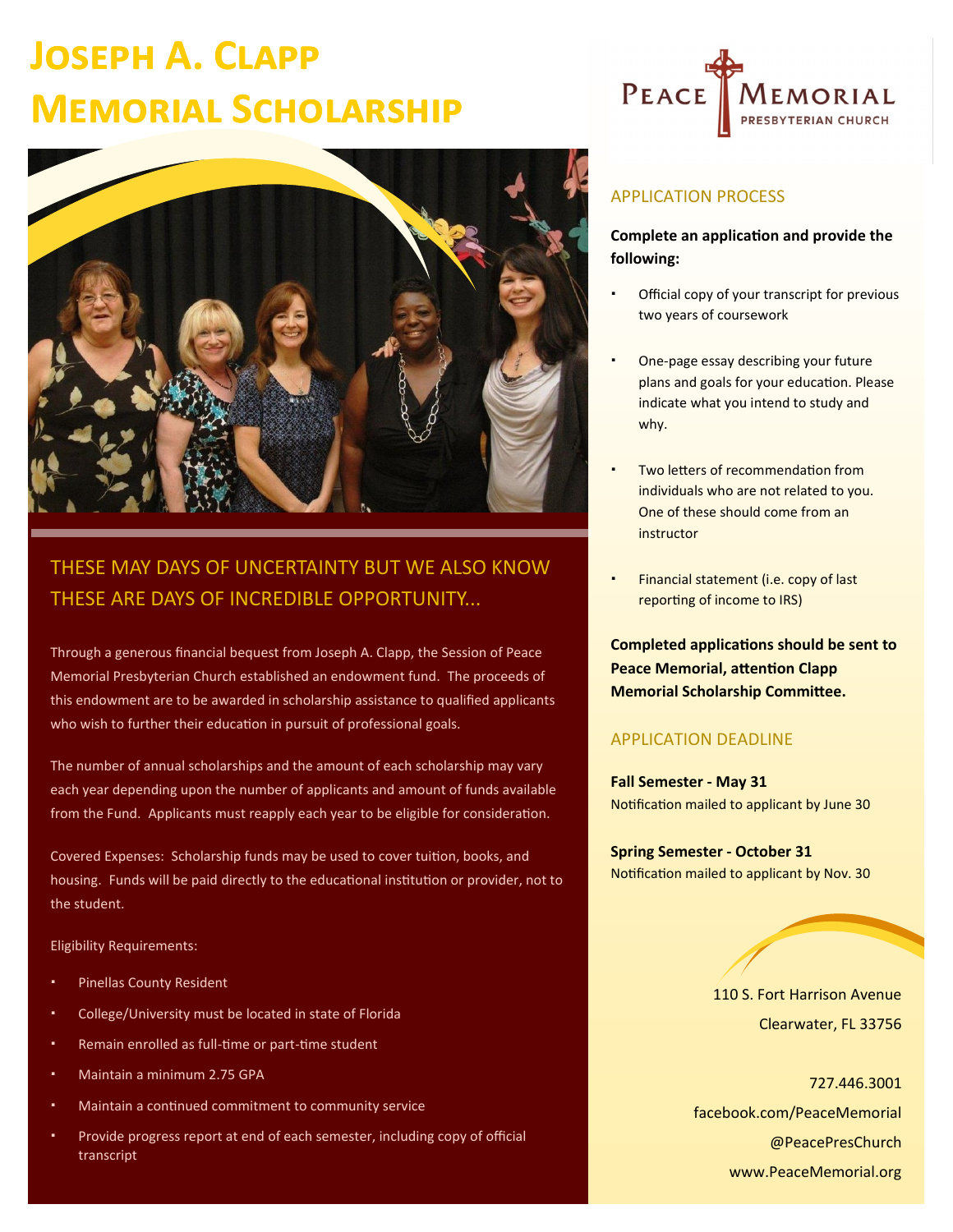# Joseph A. Clapp Memorial Scholarship

Peace Memorial Presbyterian Church

## THESE MAY DAYS OF UNCERTAINTY BUT WE ALSO KNOW THESE ARE DAYS OF INCREDIBLE OPPORTUNITY...

Through a generous financial bequest from Joseph A. Clapp, the Session of Peace Memorial Presbyterian Church established an endowment fund. The proceeds of this endowment are to be awarded in scholarship assistance to qualified applicants who wish to further their education in pursuit of professional goals.

The number of annual scholarships and the amount of each scholarship may vary each year depending upon the number of applicants and amount of funds available from the Fund. Applicants must reapply each year to be eligible for consideration.

Covered Expenses: Scholarship funds may be used to cover tuition, books, and housing. Funds will be paid directly to the educational institution or provider, not to the student.

Eligibility Requirements:

- Pinellas County Resident
- College/University must be located in state of Florida
- Remain enrolled as full-time or part-time student
- Maintain a minimum 2.75 GPA
- Maintain a continued commitment to community service
- Provide progress report at end of each semester, including copy of official transcript

## APPLICATION PROCESS

**Complete an application and provide the following:**

- Official copy of your transcript for previous two years of coursework
- One-page essay describing your future plans and goals for your education. Please indicate what you intend to study and why.
- Two letters of recommendation from individuals who are not related to you. One of these should come from an instructor
- Financial statement (i.e. copy of last reporting of income to IRS)

**Completed applications should be sent to Peace Memorial, attention Clapp Memorial Scholarship Committee.**

## APPLICATION DEADLINE

**Fall Semester - May 31**
Notification mailed to applicant by June 30

**Spring Semester - October 31**
Notification mailed to applicant by Nov. 30

110 S. Fort Harrison Avenue
Clearwater, FL 33756

727.446.3001
facebook.com/PeaceMemorial
@PeacePresChurch
www.PeaceMemorial.org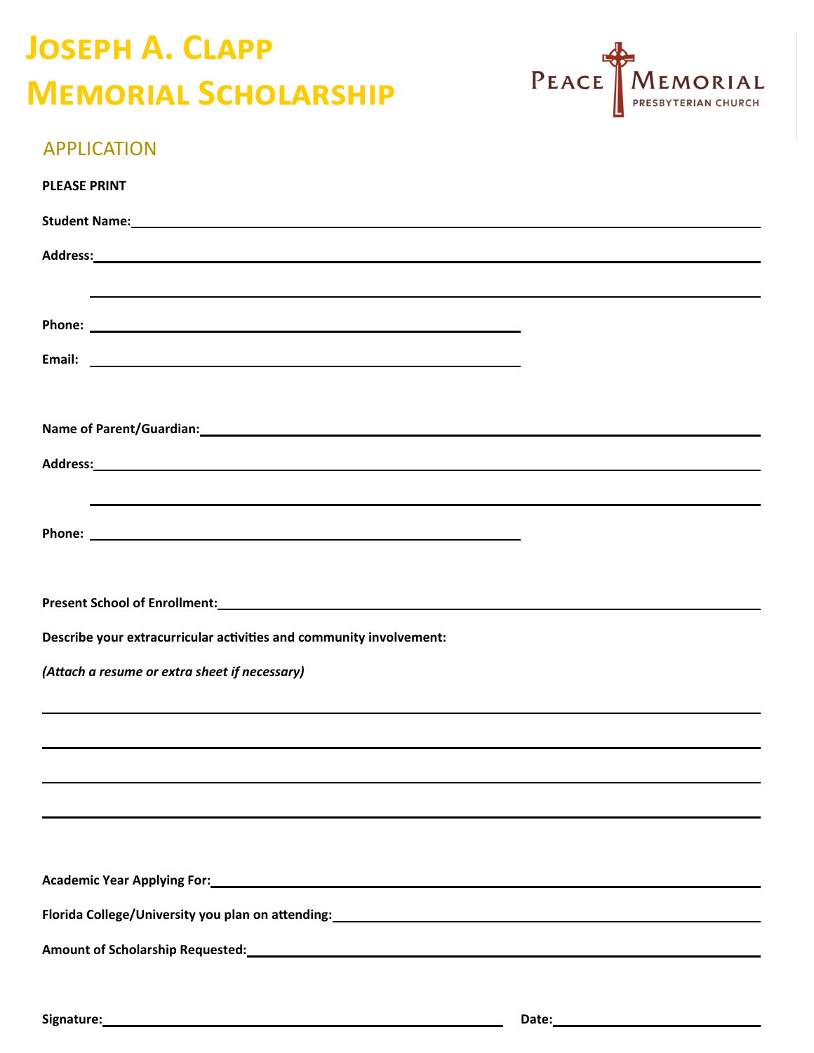# Joseph A. Clapp Memorial Scholarship

Peace Memorial Presbyterian Church

## APPLICATION

**PLEASE PRINT**

**Student Name:**\_\_\_\_\_\_\_\_\_\_\_\_\_\_\_\_\_\_\_\_\_\_\_\_\_\_\_\_\_\_\_\_\_\_\_\_\_\_\_\_

**Address:**\_\_\_\_\_\_\_\_\_\_\_\_\_\_\_\_\_\_\_\_\_\_\_\_\_\_\_\_\_\_\_\_\_\_\_\_\_\_\_\_

\_\_\_\_\_\_\_\_\_\_\_\_\_\_\_\_\_\_\_\_\_\_\_\_\_\_\_\_\_\_\_\_\_\_\_\_\_\_\_\_

**Phone:** \_\_\_\_\_\_\_\_\_\_\_\_\_\_\_\_\_\_\_\_\_\_\_\_\_\_\_\_\_\_

**Email:** \_\_\_\_\_\_\_\_\_\_\_\_\_\_\_\_\_\_\_\_\_\_\_\_\_\_\_\_\_\_

**Name of Parent/Guardian:**\_\_\_\_\_\_\_\_\_\_\_\_\_\_\_\_\_\_\_\_\_\_\_\_\_\_\_\_\_\_\_\_\_\_\_\_\_\_\_\_

**Address:**\_\_\_\_\_\_\_\_\_\_\_\_\_\_\_\_\_\_\_\_\_\_\_\_\_\_\_\_\_\_\_\_\_\_\_\_\_\_\_\_

\_\_\_\_\_\_\_\_\_\_\_\_\_\_\_\_\_\_\_\_\_\_\_\_\_\_\_\_\_\_\_\_\_\_\_\_\_\_\_\_

**Phone:** \_\_\_\_\_\_\_\_\_\_\_\_\_\_\_\_\_\_\_\_\_\_\_\_\_\_\_\_\_\_

**Present School of Enrollment:**\_\_\_\_\_\_\_\_\_\_\_\_\_\_\_\_\_\_\_\_\_\_\_\_\_\_\_\_\_\_\_\_\_\_\_\_\_\_\_\_

**Describe your extracurricular activities and community involvement:**

***(Attach a resume or extra sheet if necessary)***

\_\_\_\_\_\_\_\_\_\_\_\_\_\_\_\_\_\_\_\_\_\_\_\_\_\_\_\_\_\_\_\_\_\_\_\_\_\_\_\_

\_\_\_\_\_\_\_\_\_\_\_\_\_\_\_\_\_\_\_\_\_\_\_\_\_\_\_\_\_\_\_\_\_\_\_\_\_\_\_\_

\_\_\_\_\_\_\_\_\_\_\_\_\_\_\_\_\_\_\_\_\_\_\_\_\_\_\_\_\_\_\_\_\_\_\_\_\_\_\_\_

\_\_\_\_\_\_\_\_\_\_\_\_\_\_\_\_\_\_\_\_\_\_\_\_\_\_\_\_\_\_\_\_\_\_\_\_\_\_\_\_

**Academic Year Applying For:**\_\_\_\_\_\_\_\_\_\_\_\_\_\_\_\_\_\_\_\_\_\_\_\_\_\_\_\_\_\_\_\_\_\_\_\_\_\_\_\_

**Florida College/University you plan on attending:**\_\_\_\_\_\_\_\_\_\_\_\_\_\_\_\_\_\_\_\_\_\_\_\_\_\_\_\_\_\_

**Amount of Scholarship Requested:**\_\_\_\_\_\_\_\_\_\_\_\_\_\_\_\_\_\_\_\_\_\_\_\_\_\_\_\_\_\_\_\_\_\_\_\_\_\_\_\_

**Signature:**\_\_\_\_\_\_\_\_\_\_\_\_\_\_\_\_\_\_\_\_\_\_\_\_\_\_\_\_\_\_ **Date:**\_\_\_\_\_\_\_\_\_\_\_\_\_\_\_\_\_\_\_\_